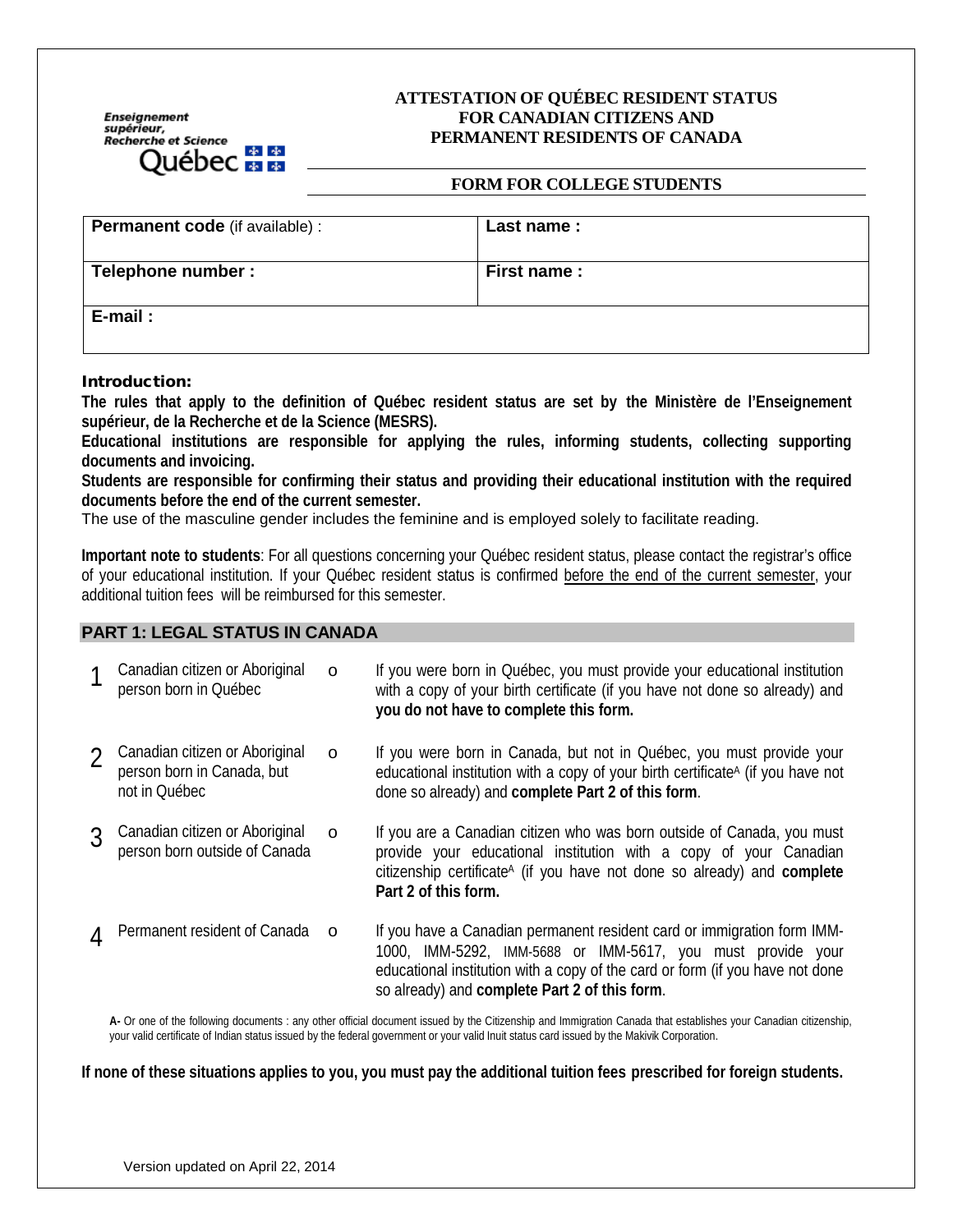Enseignement supérieur, Recherche et Science
Québec

# ATTESTATION OF QUÉBEC RESIDENT STATUS FOR CANADIAN CITIZENS AND PERMANENT RESIDENTS OF CANADA

## FORM FOR COLLEGE STUDENTS

| **Permanent code** (if available) : | **Last name :** |
|---|---|
| **Telephone number :** | **First name :** |
| **E-mail :** | |

**Introduction:**

**The rules that apply to the definition of Québec resident status are set by the Ministère de l'Enseignement supérieur, de la Recherche et de la Science (MESRS).**

**Educational institutions are responsible for applying the rules, informing students, collecting supporting documents and invoicing.**

**Students are responsible for confirming their status and providing their educational institution with the required documents before the end of the current semester.**

The use of the masculine gender includes the feminine and is employed solely to facilitate reading.

**Important note to students**: For all questions concerning your Québec resident status, please contact the registrar's office of your educational institution. If your Québec resident status is confirmed before the end of the current semester, your additional tuition fees will be reimbursed for this semester.

## PART 1: LEGAL STATUS IN CANADA

| | | | |
|---|---|---|---|
| 1 | Canadian citizen or Aboriginal person born in Québec | o | If you were born in Québec, you must provide your educational institution with a copy of your birth certificate (if you have not done so already) and **you do not have to complete this form.** |
| 2 | Canadian citizen or Aboriginal person born in Canada, but not in Québec | o | If you were born in Canada, but not in Québec, you must provide your educational institution with a copy of your birth certificate[A] (if you have not done so already) and **complete Part 2 of this form**. |
| 3 | Canadian citizen or Aboriginal person born outside of Canada | o | If you are a Canadian citizen who was born outside of Canada, you must provide your educational institution with a copy of your Canadian citizenship certificate[A] (if you have not done so already) and **complete Part 2 of this form.** |
| 4 | Permanent resident of Canada | o | If you have a Canadian permanent resident card or immigration form IMM-1000, IMM-5292, IMM-5688 or IMM-5617, you must provide your educational institution with a copy of the card or form (if you have not done so already) and **complete Part 2 of this form**. |

**A-** Or one of the following documents : any other official document issued by the Citizenship and Immigration Canada that establishes your Canadian citizenship, your valid certificate of Indian status issued by the federal government or your valid Inuit status card issued by the Makivik Corporation.

**If none of these situations applies to you, you must pay the additional tuition fees prescribed for foreign students.**

Version updated on April 22, 2014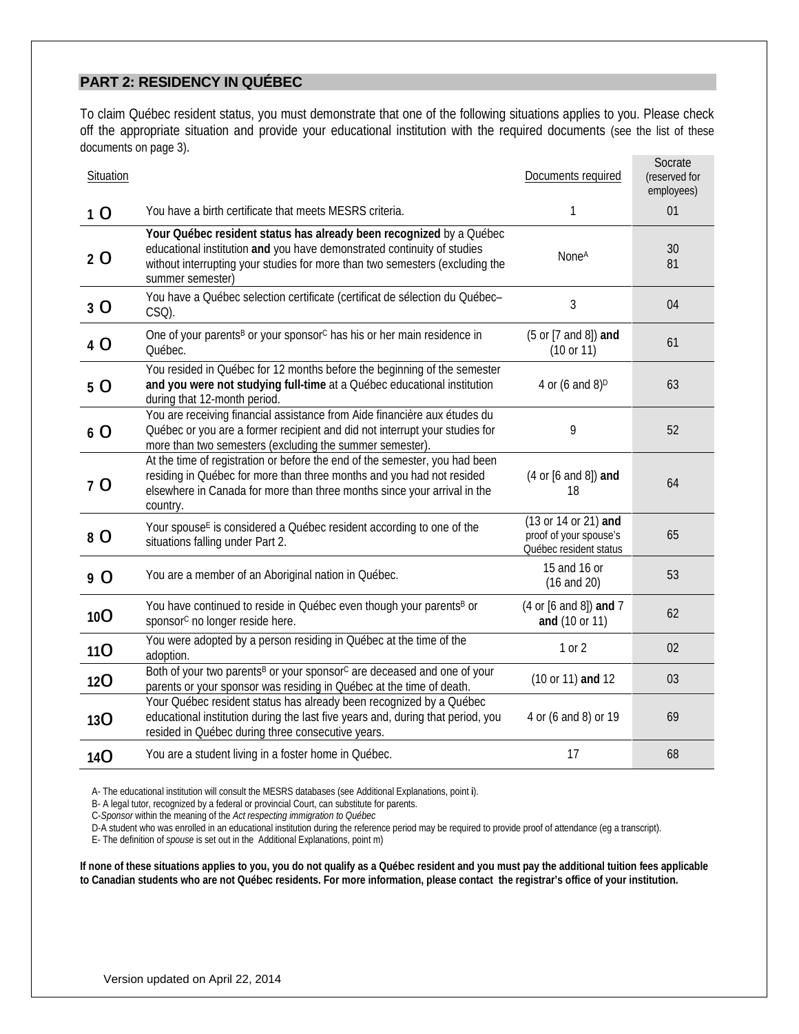## PART 2: RESIDENCY IN QUÉBEC

To claim Québec resident status, you must demonstrate that one of the following situations applies to you. Please check off the appropriate situation and provide your educational institution with the required documents (see the list of these documents on page 3).

| Situation | | Documents required | Socrate (reserved for employees) |
|---|---|---|---|
| 1 O | You have a birth certificate that meets MESRS criteria. | 1 | 01 |
| 2 O | **Your Québec resident status has already been recognized** by a Québec educational institution **and** you have demonstrated continuity of studies without interrupting your studies for more than two semesters (excluding the summer semester) | None[A] | 30 81 |
| 3 O | You have a Québec selection certificate (certificat de sélection du Québec– CSQ). | 3 | 04 |
| 4 O | One of your parents[B] or your sponsor[C] has his or her main residence in Québec. | (5 or [7 and 8]) **and** (10 or 11) | 61 |
| 5 O | You resided in Québec for 12 months before the beginning of the semester **and you were not studying full-time** at a Québec educational institution during that 12-month period. | 4 or (6 and 8)[D] | 63 |
| 6 O | You are receiving financial assistance from Aide financière aux études du Québec or you are a former recipient and did not interrupt your studies for more than two semesters (excluding the summer semester). | 9 | 52 |
| 7 O | At the time of registration or before the end of the semester, you had been residing in Québec for more than three months and you had not resided elsewhere in Canada for more than three months since your arrival in the country. | (4 or [6 and 8]) **and** 18 | 64 |
| 8 O | Your spouse[E] is considered a Québec resident according to one of the situations falling under Part 2. | (13 or 14 or 21) **and** proof of your spouse's Québec resident status | 65 |
| 9 O | You are a member of an Aboriginal nation in Québec. | 15 and 16 or (16 and 20) | 53 |
| 10 O | You have continued to reside in Québec even though your parents[B] or sponsor[C] no longer reside here. | (4 or [6 and 8]) **and** 7 **and** (10 or 11) | 62 |
| 11 O | You were adopted by a person residing in Québec at the time of the adoption. | 1 or 2 | 02 |
| 12 O | Both of your two parents[B] or your sponsor[C] are deceased and one of your parents or your sponsor was residing in Québec at the time of death. | (10 or 11) **and** 12 | 03 |
| 13 O | Your Québec resident status has already been recognized by a Québec educational institution during the last five years and, during that period, you resided in Québec during three consecutive years. | 4 or (6 and 8) or 19 | 69 |
| 14 O | You are a student living in a foster home in Québec. | 17 | 68 |

A- The educational institution will consult the MESRS databases (see Additional Explanations, point **i**).

B- A legal tutor, recognized by a federal or provincial Court, can substitute for parents.

C-*Sponsor* within the meaning of the *Act respecting immigration to Québec*

D-A student who was enrolled in an educational institution during the reference period may be required to provide proof of attendance (eg a transcript).

E- The definition of *spouse* is set out in the Additional Explanations, point m)

**If none of these situations applies to you, you do not qualify as a Québec resident and you must pay the additional tuition fees applicable to Canadian students who are not Québec residents. For more information, please contact the registrar's office of your institution.**

Version updated on April 22, 2014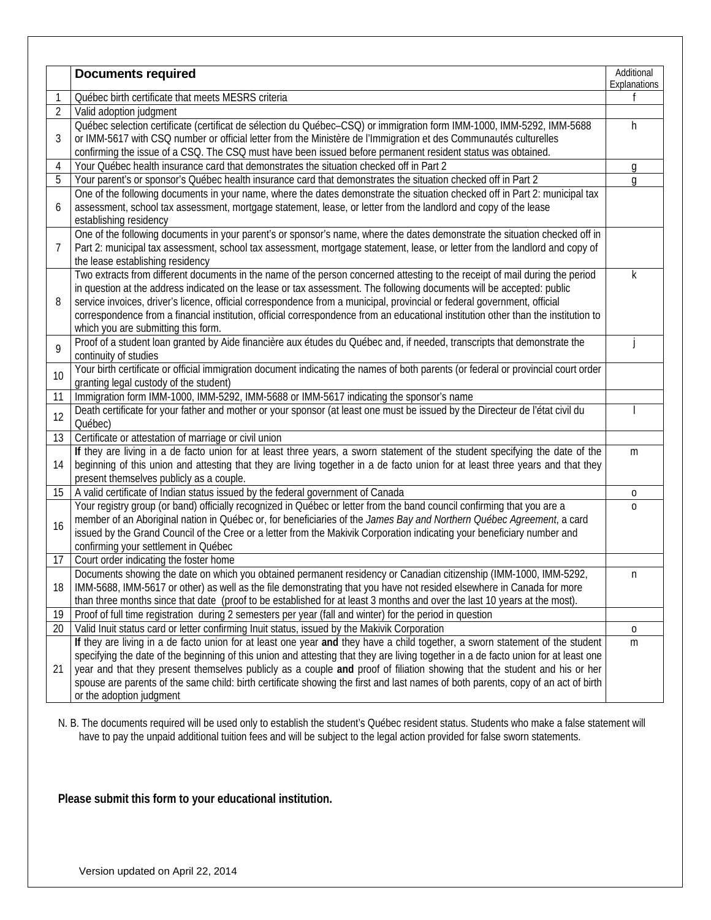| | **Documents required** | Additional Explanations |
|---|---|---|
| 1 | Québec birth certificate that meets MESRS criteria | f |
| 2 | Valid adoption judgment | |
| 3 | Québec selection certificate (certificat de sélection du Québec–CSQ) or immigration form IMM-1000, IMM-5292, IMM-5688 or IMM-5617 with CSQ number or official letter from the Ministère de l'Immigration et des Communautés culturelles confirming the issue of a CSQ. The CSQ must have been issued before permanent resident status was obtained. | h |
| 4 | Your Québec health insurance card that demonstrates the situation checked off in Part 2 | g |
| 5 | Your parent's or sponsor's Québec health insurance card that demonstrates the situation checked off in Part 2 | g |
| 6 | One of the following documents in your name, where the dates demonstrate the situation checked off in Part 2: municipal tax assessment, school tax assessment, mortgage statement, lease, or letter from the landlord and copy of the lease establishing residency | |
| 7 | One of the following documents in your parent's or sponsor's name, where the dates demonstrate the situation checked off in Part 2: municipal tax assessment, school tax assessment, mortgage statement, lease, or letter from the landlord and copy of the lease establishing residency | |
| 8 | Two extracts from different documents in the name of the person concerned attesting to the receipt of mail during the period in question at the address indicated on the lease or tax assessment. The following documents will be accepted: public service invoices, driver's licence, official correspondence from a municipal, provincial or federal government, official correspondence from a financial institution, official correspondence from an educational institution other than the institution to which you are submitting this form. | k |
| 9 | Proof of a student loan granted by Aide financière aux études du Québec and, if needed, transcripts that demonstrate the continuity of studies | j |
| 10 | Your birth certificate or official immigration document indicating the names of both parents (or federal or provincial court order granting legal custody of the student) | |
| 11 | Immigration form IMM-1000, IMM-5292, IMM-5688 or IMM-5617 indicating the sponsor's name | |
| 12 | Death certificate for your father and mother or your sponsor (at least one must be issued by the Directeur de l'état civil du Québec) | l |
| 13 | Certificate or attestation of marriage or civil union | |
| 14 | **If** they are living in a de facto union for at least three years, a sworn statement of the student specifying the date of the beginning of this union and attesting that they are living together in a de facto union for at least three years and that they present themselves publicly as a couple. | m |
| 15 | A valid certificate of Indian status issued by the federal government of Canada | o |
| 16 | Your registry group (or band) officially recognized in Québec or letter from the band council confirming that you are a member of an Aboriginal nation in Québec or, for beneficiaries of the *James Bay and Northern Québec Agreement*, a card issued by the Grand Council of the Cree or a letter from the Makivik Corporation indicating your beneficiary number and confirming your settlement in Québec | o |
| 17 | Court order indicating the foster home | |
| 18 | Documents showing the date on which you obtained permanent residency or Canadian citizenship (IMM-1000, IMM-5292, IMM-5688, IMM-5617 or other) as well as the file demonstrating that you have not resided elsewhere in Canada for more than three months since that date (proof to be established for at least 3 months and over the last 10 years at the most). | n |
| 19 | Proof of full time registration during 2 semesters per year (fall and winter) for the period in question | |
| 20 | Valid Inuit status card or letter confirming Inuit status, issued by the Makivik Corporation | o |
| 21 | **If** they are living in a de facto union for at least one year **and** they have a child together, a sworn statement of the student specifying the date of the beginning of this union and attesting that they are living together in a de facto union for at least one year and that they present themselves publicly as a couple **and** proof of filiation showing that the student and his or her spouse are parents of the same child: birth certificate showing the first and last names of both parents, copy of an act of birth or the adoption judgment | m |

N. B. The documents required will be used only to establish the student's Québec resident status. Students who make a false statement will have to pay the unpaid additional tuition fees and will be subject to the legal action provided for false sworn statements.

**Please submit this form to your educational institution.**

Version updated on April 22, 2014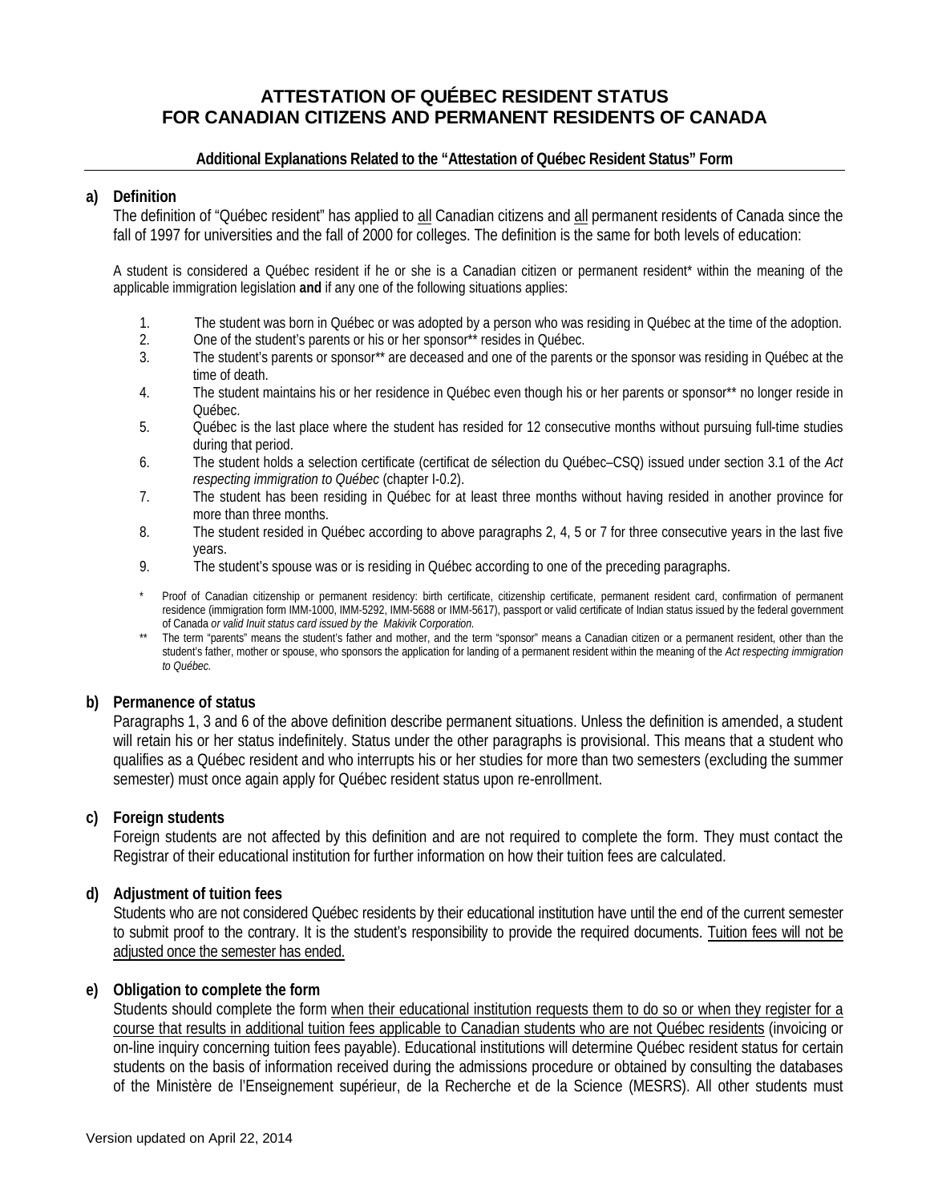# ATTESTATION OF QUÉBEC RESIDENT STATUS FOR CANADIAN CITIZENS AND PERMANENT RESIDENTS OF CANADA

## Additional Explanations Related to the "Attestation of Québec Resident Status" Form

### a) Definition

The definition of "Québec resident" has applied to all Canadian citizens and all permanent residents of Canada since the fall of 1997 for universities and the fall of 2000 for colleges. The definition is the same for both levels of education:

A student is considered a Québec resident if he or she is a Canadian citizen or permanent resident* within the meaning of the applicable immigration legislation **and** if any one of the following situations applies:

1. The student was born in Québec or was adopted by a person who was residing in Québec at the time of the adoption.
2. One of the student's parents or his or her sponsor** resides in Québec.
3. The student's parents or sponsor** are deceased and one of the parents or the sponsor was residing in Québec at the time of death.
4. The student maintains his or her residence in Québec even though his or her parents or sponsor** no longer reside in Québec.
5. Québec is the last place where the student has resided for 12 consecutive months without pursuing full-time studies during that period.
6. The student holds a selection certificate (certificat de sélection du Québec–CSQ) issued under section 3.1 of the *Act respecting immigration to Québec* (chapter I-0.2).
7. The student has been residing in Québec for at least three months without having resided in another province for more than three months.
8. The student resided in Québec according to above paragraphs 2, 4, 5 or 7 for three consecutive years in the last five years.
9. The student's spouse was or is residing in Québec according to one of the preceding paragraphs.

\* Proof of Canadian citizenship or permanent residency: birth certificate, citizenship certificate, permanent resident card, confirmation of permanent residence (immigration form IMM-1000, IMM-5292, IMM-5688 or IMM-5617), passport or valid certificate of Indian status issued by the federal government of Canada *or valid Inuit status card issued by the Makivik Corporation.*

\** The term "parents" means the student's father and mother, and the term "sponsor" means a Canadian citizen or a permanent resident, other than the student's father, mother or spouse, who sponsors the application for landing of a permanent resident within the meaning of the *Act respecting immigration to Québec.*

### b) Permanence of status

Paragraphs 1, 3 and 6 of the above definition describe permanent situations. Unless the definition is amended, a student will retain his or her status indefinitely. Status under the other paragraphs is provisional. This means that a student who qualifies as a Québec resident and who interrupts his or her studies for more than two semesters (excluding the summer semester) must once again apply for Québec resident status upon re-enrollment.

### c) Foreign students

Foreign students are not affected by this definition and are not required to complete the form. They must contact the Registrar of their educational institution for further information on how their tuition fees are calculated.

### d) Adjustment of tuition fees

Students who are not considered Québec residents by their educational institution have until the end of the current semester to submit proof to the contrary. It is the student's responsibility to provide the required documents. Tuition fees will not be adjusted once the semester has ended.

### e) Obligation to complete the form

Students should complete the form when their educational institution requests them to do so or when they register for a course that results in additional tuition fees applicable to Canadian students who are not Québec residents (invoicing or on-line inquiry concerning tuition fees payable). Educational institutions will determine Québec resident status for certain students on the basis of information received during the admissions procedure or obtained by consulting the databases of the Ministère de l'Enseignement supérieur, de la Recherche et de la Science (MESRS). All other students must

Version updated on April 22, 2014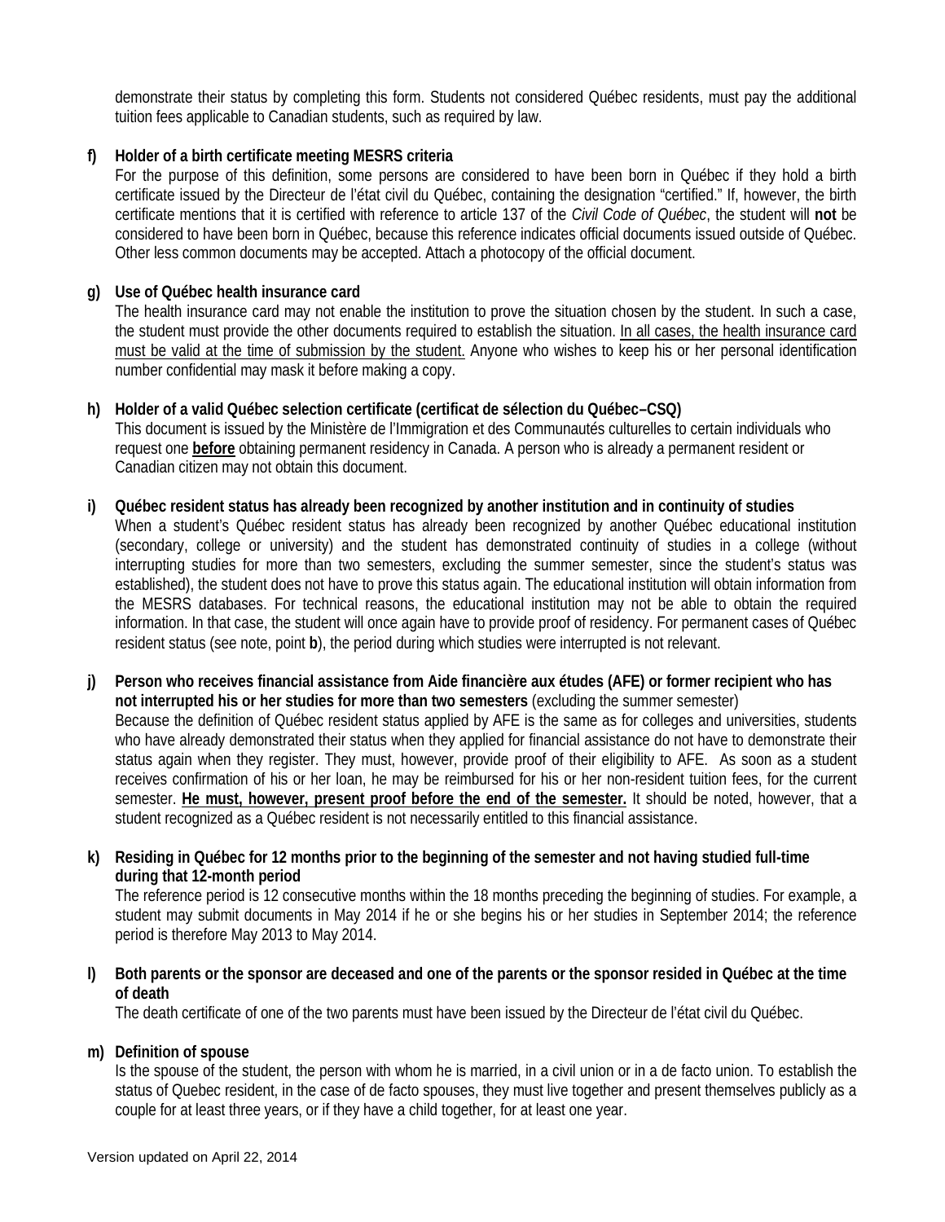demonstrate their status by completing this form. Students not considered Québec residents, must pay the additional tuition fees applicable to Canadian students, such as required by law.

**f) Holder of a birth certificate meeting MESRS criteria**

For the purpose of this definition, some persons are considered to have been born in Québec if they hold a birth certificate issued by the Directeur de l'état civil du Québec, containing the designation "certified." If, however, the birth certificate mentions that it is certified with reference to article 137 of the *Civil Code of Québec*, the student will **not** be considered to have been born in Québec, because this reference indicates official documents issued outside of Québec. Other less common documents may be accepted. Attach a photocopy of the official document.

**g) Use of Québec health insurance card**

The health insurance card may not enable the institution to prove the situation chosen by the student. In such a case, the student must provide the other documents required to establish the situation. <u>In all cases, the health insurance card must be valid at the time of submission by the student.</u> Anyone who wishes to keep his or her personal identification number confidential may mask it before making a copy.

**h) Holder of a valid Québec selection certificate (certificat de sélection du Québec–CSQ)**

This document is issued by the Ministère de l'Immigration et des Communautés culturelles to certain individuals who request one **<u>before</u>** obtaining permanent residency in Canada. A person who is already a permanent resident or Canadian citizen may not obtain this document.

**i) Québec resident status has already been recognized by another institution and in continuity of studies**

When a student's Québec resident status has already been recognized by another Québec educational institution (secondary, college or university) and the student has demonstrated continuity of studies in a college (without interrupting studies for more than two semesters, excluding the summer semester, since the student's status was established), the student does not have to prove this status again. The educational institution will obtain information from the MESRS databases. For technical reasons, the educational institution may not be able to obtain the required information. In that case, the student will once again have to provide proof of residency. For permanent cases of Québec resident status (see note, point **b**), the period during which studies were interrupted is not relevant.

**j) Person who receives financial assistance from Aide financière aux études (AFE) or former recipient who has not interrupted his or her studies for more than two semesters** (excluding the summer semester)

Because the definition of Québec resident status applied by AFE is the same as for colleges and universities, students who have already demonstrated their status when they applied for financial assistance do not have to demonstrate their status again when they register. They must, however, provide proof of their eligibility to AFE. As soon as a student receives confirmation of his or her loan, he may be reimbursed for his or her non-resident tuition fees, for the current semester. **<u>He must, however, present proof before the end of the semester.</u>** It should be noted, however, that a student recognized as a Québec resident is not necessarily entitled to this financial assistance.

**k) Residing in Québec for 12 months prior to the beginning of the semester and not having studied full-time during that 12-month period**

The reference period is 12 consecutive months within the 18 months preceding the beginning of studies. For example, a student may submit documents in May 2014 if he or she begins his or her studies in September 2014; the reference period is therefore May 2013 to May 2014.

**l) Both parents or the sponsor are deceased and one of the parents or the sponsor resided in Québec at the time of death**

The death certificate of one of the two parents must have been issued by the Directeur de l'état civil du Québec.

**m) Definition of spouse**

Is the spouse of the student, the person with whom he is married, in a civil union or in a de facto union. To establish the status of Quebec resident, in the case of de facto spouses, they must live together and present themselves publicly as a couple for at least three years, or if they have a child together, for at least one year.

Version updated on April 22, 2014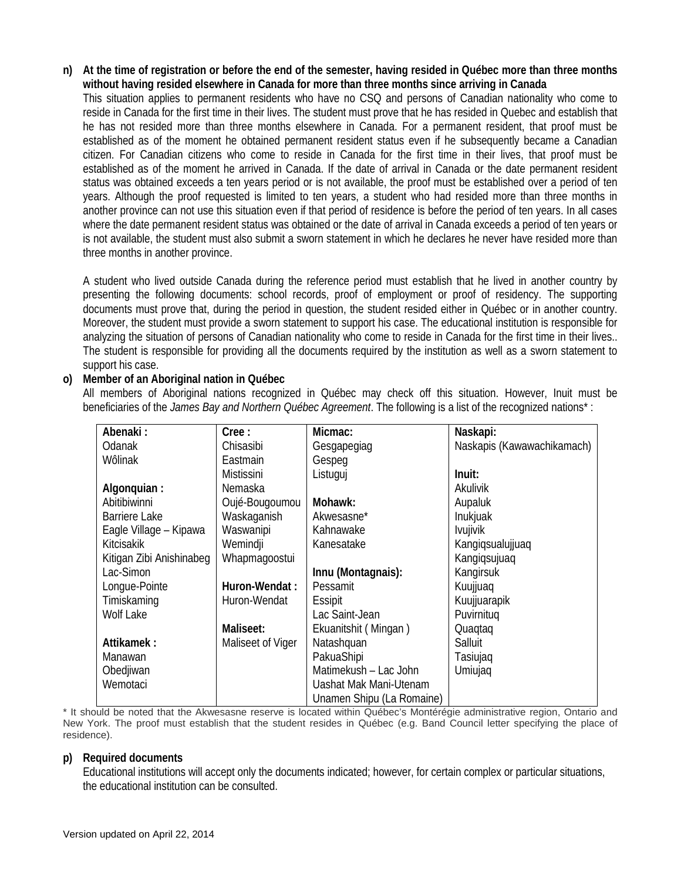**n) At the time of registration or before the end of the semester, having resided in Québec more than three months without having resided elsewhere in Canada for more than three months since arriving in Canada**

This situation applies to permanent residents who have no CSQ and persons of Canadian nationality who come to reside in Canada for the first time in their lives. The student must prove that he has resided in Quebec and establish that he has not resided more than three months elsewhere in Canada. For a permanent resident, that proof must be established as of the moment he obtained permanent resident status even if he subsequently became a Canadian citizen. For Canadian citizens who come to reside in Canada for the first time in their lives, that proof must be established as of the moment he arrived in Canada. If the date of arrival in Canada or the date permanent resident status was obtained exceeds a ten years period or is not available, the proof must be established over a period of ten years. Although the proof requested is limited to ten years, a student who had resided more than three months in another province can not use this situation even if that period of residence is before the period of ten years. In all cases where the date permanent resident status was obtained or the date of arrival in Canada exceeds a period of ten years or is not available, the student must also submit a sworn statement in which he declares he never have resided more than three months in another province.

A student who lived outside Canada during the reference period must establish that he lived in another country by presenting the following documents: school records, proof of employment or proof of residency. The supporting documents must prove that, during the period in question, the student resided either in Québec or in another country. Moreover, the student must provide a sworn statement to support his case. The educational institution is responsible for analyzing the situation of persons of Canadian nationality who come to reside in Canada for the first time in their lives.. The student is responsible for providing all the documents required by the institution as well as a sworn statement to support his case.

**o) Member of an Aboriginal nation in Québec**

All members of Aboriginal nations recognized in Québec may check off this situation. However, Inuit must be beneficiaries of the *James Bay and Northern Québec Agreement*. The following is a list of the recognized nations* :

| | | | |
|---|---|---|---|
| **Abenaki :** | **Cree :** | **Micmac:** | **Naskapi:** |
| Odanak | Chisasibi | Gesgapegiag | Naskapis (Kawawachikamach) |
| Wôlinak | Eastmain | Gespeg | |
| | Mistissini | Listuguj | **Inuit:** |
| **Algonquian :** | Nemaska | | Akulivik |
| Abitibiwinni | Oujé-Bougoumou | **Mohawk:** | Aupaluk |
| Barriere Lake | Waskaganish | Akwesasne* | Inukjuak |
| Eagle Village – Kipawa | Waswanipi | Kahnawake | Ivujivik |
| Kitcisakik | Wemindji | Kanesatake | Kangiqsualujjuaq |
| Kitigan Zibi Anishinabeg | Whapmagoostui | | Kangiqsujuaq |
| Lac-Simon | | **Innu (Montagnais):** | Kangirsuk |
| Longue-Pointe | **Huron-Wendat :** | Pessamit | Kuujjuaq |
| Timiskaming | Huron-Wendat | Essipit | Kuujjuarapik |
| Wolf Lake | | Lac Saint-Jean | Puvirnituq |
| | **Maliseet:** | Ekuanitshit ( Mingan ) | Quaqtaq |
| **Attikamek :** | Maliseet of Viger | Natashquan | Salluit |
| Manawan | | PakuaShipi | Tasiujaq |
| Obedjiwan | | Matimekush – Lac John | Umiujaq |
| Wemotaci | | Uashat Mak Mani-Utenam | |
| | | Unamen Shipu (La Romaine) | |

* It should be noted that the Akwesasne reserve is located within Québec's Montérégie administrative region, Ontario and New York. The proof must establish that the student resides in Québec (e.g. Band Council letter specifying the place of residence).

**p) Required documents**

Educational institutions will accept only the documents indicated; however, for certain complex or particular situations, the educational institution can be consulted.

Version updated on April 22, 2014